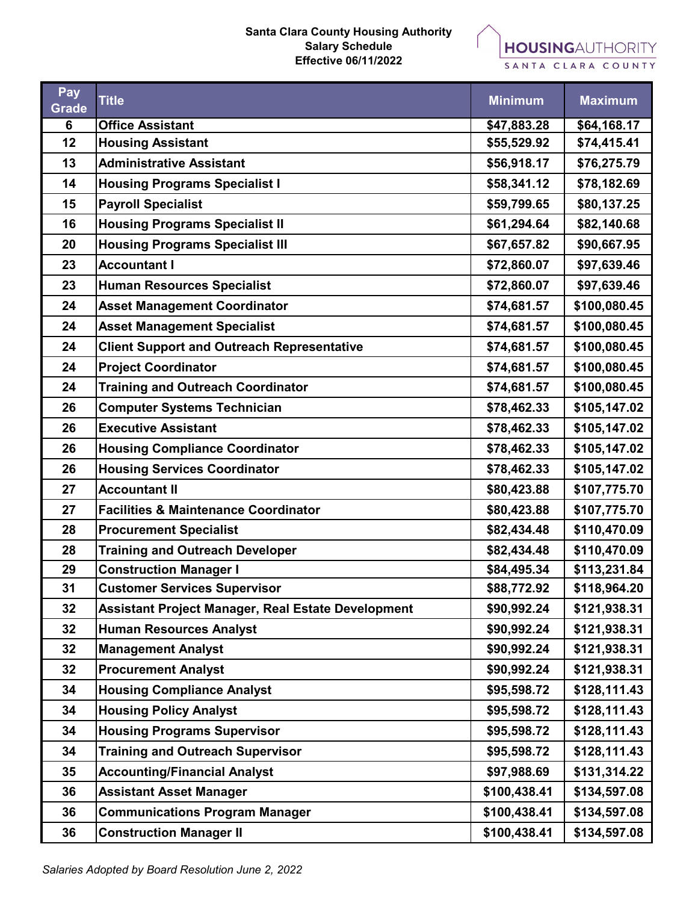**Santa Clara County Housing Authority**
**Salary Schedule**
**Effective 06/11/2022**

HOUSINGAUTHORITY SANTA CLARA COUNTY

| Pay Grade | Title | Minimum | Maximum |
|---|---|---|---|
| 6 | Office Assistant | $47,883.28 | $64,168.17 |
| 12 | Housing Assistant | $55,529.92 | $74,415.41 |
| 13 | Administrative Assistant | $56,918.17 | $76,275.79 |
| 14 | Housing Programs Specialist I | $58,341.12 | $78,182.69 |
| 15 | Payroll Specialist | $59,799.65 | $80,137.25 |
| 16 | Housing Programs Specialist II | $61,294.64 | $82,140.68 |
| 20 | Housing Programs Specialist III | $67,657.82 | $90,667.95 |
| 23 | Accountant I | $72,860.07 | $97,639.46 |
| 23 | Human Resources Specialist | $72,860.07 | $97,639.46 |
| 24 | Asset Management Coordinator | $74,681.57 | $100,080.45 |
| 24 | Asset Management Specialist | $74,681.57 | $100,080.45 |
| 24 | Client Support and Outreach Representative | $74,681.57 | $100,080.45 |
| 24 | Project Coordinator | $74,681.57 | $100,080.45 |
| 24 | Training and Outreach Coordinator | $74,681.57 | $100,080.45 |
| 26 | Computer Systems Technician | $78,462.33 | $105,147.02 |
| 26 | Executive Assistant | $78,462.33 | $105,147.02 |
| 26 | Housing Compliance Coordinator | $78,462.33 | $105,147.02 |
| 26 | Housing Services Coordinator | $78,462.33 | $105,147.02 |
| 27 | Accountant II | $80,423.88 | $107,775.70 |
| 27 | Facilities & Maintenance Coordinator | $80,423.88 | $107,775.70 |
| 28 | Procurement Specialist | $82,434.48 | $110,470.09 |
| 28 | Training and Outreach Developer | $82,434.48 | $110,470.09 |
| 29 | Construction Manager I | $84,495.34 | $113,231.84 |
| 31 | Customer Services Supervisor | $88,772.92 | $118,964.20 |
| 32 | Assistant Project Manager, Real Estate Development | $90,992.24 | $121,938.31 |
| 32 | Human Resources Analyst | $90,992.24 | $121,938.31 |
| 32 | Management Analyst | $90,992.24 | $121,938.31 |
| 32 | Procurement Analyst | $90,992.24 | $121,938.31 |
| 34 | Housing Compliance Analyst | $95,598.72 | $128,111.43 |
| 34 | Housing Policy Analyst | $95,598.72 | $128,111.43 |
| 34 | Housing Programs Supervisor | $95,598.72 | $128,111.43 |
| 34 | Training and Outreach Supervisor | $95,598.72 | $128,111.43 |
| 35 | Accounting/Financial Analyst | $97,988.69 | $131,314.22 |
| 36 | Assistant Asset Manager | $100,438.41 | $134,597.08 |
| 36 | Communications Program Manager | $100,438.41 | $134,597.08 |
| 36 | Construction Manager II | $100,438.41 | $134,597.08 |

*Salaries Adopted by Board Resolution June 2, 2022*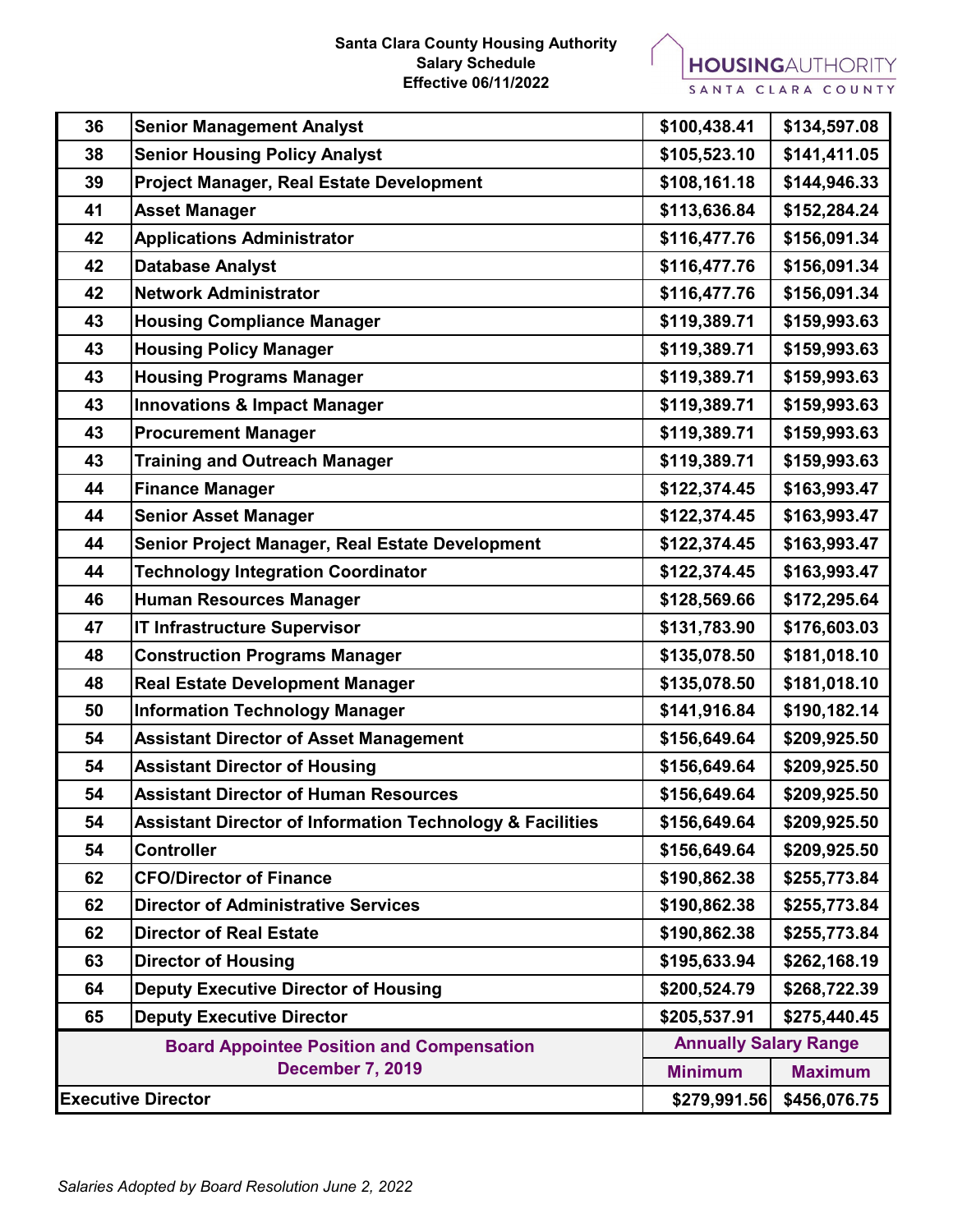**Santa Clara County Housing Authority**
**Salary Schedule**
**Effective 06/11/2022**

HOUSINGAUTHORITY
SANTA CLARA COUNTY

| | | | |
|---|---|---|---|
| 36 | Senior Management Analyst | $100,438.41 | $134,597.08 |
| 38 | Senior Housing Policy Analyst | $105,523.10 | $141,411.05 |
| 39 | Project Manager, Real Estate Development | $108,161.18 | $144,946.33 |
| 41 | Asset Manager | $113,636.84 | $152,284.24 |
| 42 | Applications Administrator | $116,477.76 | $156,091.34 |
| 42 | Database Analyst | $116,477.76 | $156,091.34 |
| 42 | Network Administrator | $116,477.76 | $156,091.34 |
| 43 | Housing Compliance Manager | $119,389.71 | $159,993.63 |
| 43 | Housing Policy Manager | $119,389.71 | $159,993.63 |
| 43 | Housing Programs Manager | $119,389.71 | $159,993.63 |
| 43 | Innovations & Impact Manager | $119,389.71 | $159,993.63 |
| 43 | Procurement Manager | $119,389.71 | $159,993.63 |
| 43 | Training and Outreach Manager | $119,389.71 | $159,993.63 |
| 44 | Finance Manager | $122,374.45 | $163,993.47 |
| 44 | Senior Asset Manager | $122,374.45 | $163,993.47 |
| 44 | Senior Project Manager, Real Estate Development | $122,374.45 | $163,993.47 |
| 44 | Technology Integration Coordinator | $122,374.45 | $163,993.47 |
| 46 | Human Resources Manager | $128,569.66 | $172,295.64 |
| 47 | IT Infrastructure Supervisor | $131,783.90 | $176,603.03 |
| 48 | Construction Programs Manager | $135,078.50 | $181,018.10 |
| 48 | Real Estate Development Manager | $135,078.50 | $181,018.10 |
| 50 | Information Technology Manager | $141,916.84 | $190,182.14 |
| 54 | Assistant Director of Asset Management | $156,649.64 | $209,925.50 |
| 54 | Assistant Director of Housing | $156,649.64 | $209,925.50 |
| 54 | Assistant Director of Human Resources | $156,649.64 | $209,925.50 |
| 54 | Assistant Director of Information Technology & Facilities | $156,649.64 | $209,925.50 |
| 54 | Controller | $156,649.64 | $209,925.50 |
| 62 | CFO/Director of Finance | $190,862.38 | $255,773.84 |
| 62 | Director of Administrative Services | $190,862.38 | $255,773.84 |
| 62 | Director of Real Estate | $190,862.38 | $255,773.84 |
| 63 | Director of Housing | $195,633.94 | $262,168.19 |
| 64 | Deputy Executive Director of Housing | $200,524.79 | $268,722.39 |
| 65 | Deputy Executive Director | $205,537.91 | $275,440.45 |

| Board Appointee Position and Compensation December 7, 2019 | Annually Salary Range | |
|---|---|---|
| | Minimum | Maximum |
| Executive Director | $279,991.56 | $456,076.75 |

*Salaries Adopted by Board Resolution June 2, 2022*